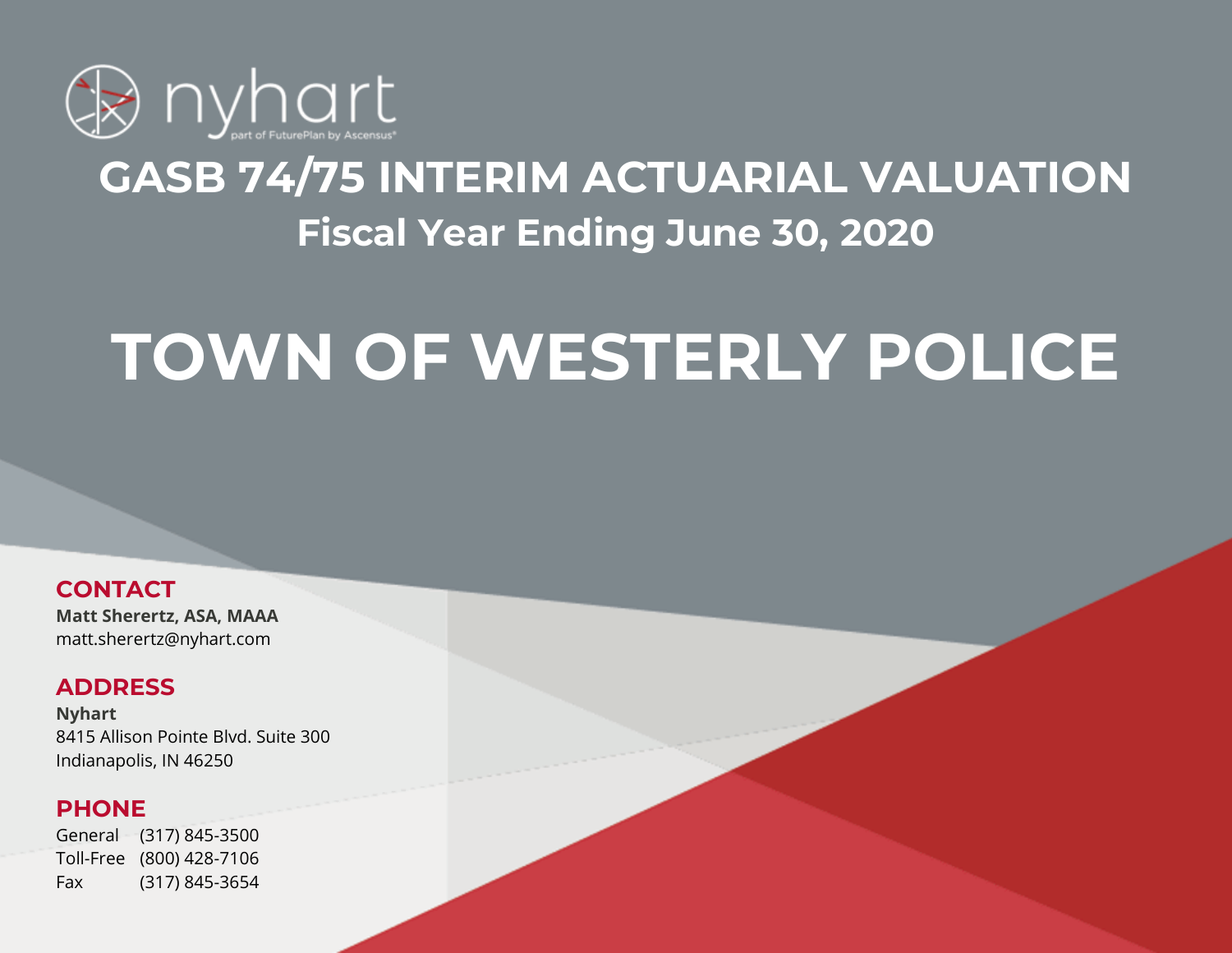nyhart

part of FuturePlan by Ascensus®

# GASB 74/75 INTERIM ACTUARIAL VALUATION

## Fiscal Year Ending June 30, 2020

# TOWN OF WESTERLY POLICE

**CONTACT**

**Matt Sherertz, ASA, MAAA**
matt.sherertz@nyhart.com

**ADDRESS**

**Nyhart**
8415 Allison Pointe Blvd. Suite 300
Indianapolis, IN 46250

**PHONE**

| | |
|---|---|
| General | (317) 845-3500 |
| Toll-Free | (800) 428-7106 |
| Fax | (317) 845-3654 |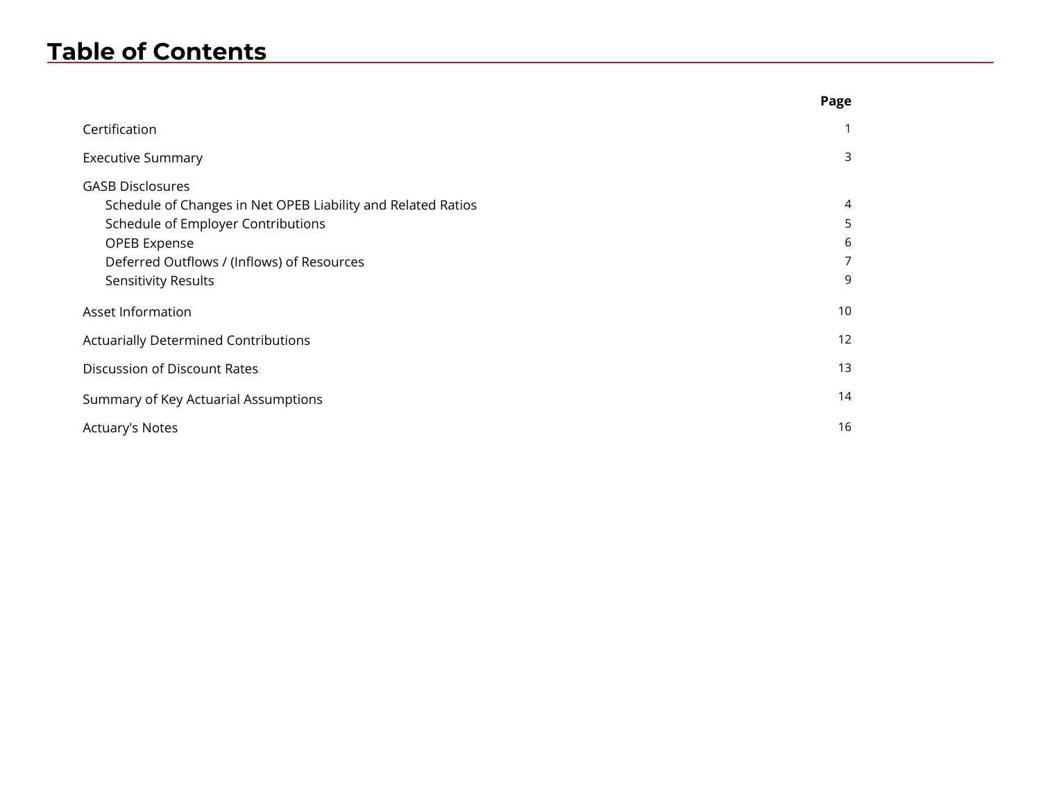# Table of Contents

| | Page |
|---|---|
| Certification | 1 |
| Executive Summary | 3 |
| GASB Disclosures | |
| Schedule of Changes in Net OPEB Liability and Related Ratios | 4 |
| Schedule of Employer Contributions | 5 |
| OPEB Expense | 6 |
| Deferred Outflows / (Inflows) of Resources | 7 |
| Sensitivity Results | 9 |
| Asset Information | 10 |
| Actuarially Determined Contributions | 12 |
| Discussion of Discount Rates | 13 |
| Summary of Key Actuarial Assumptions | 14 |
| Actuary's Notes | 16 |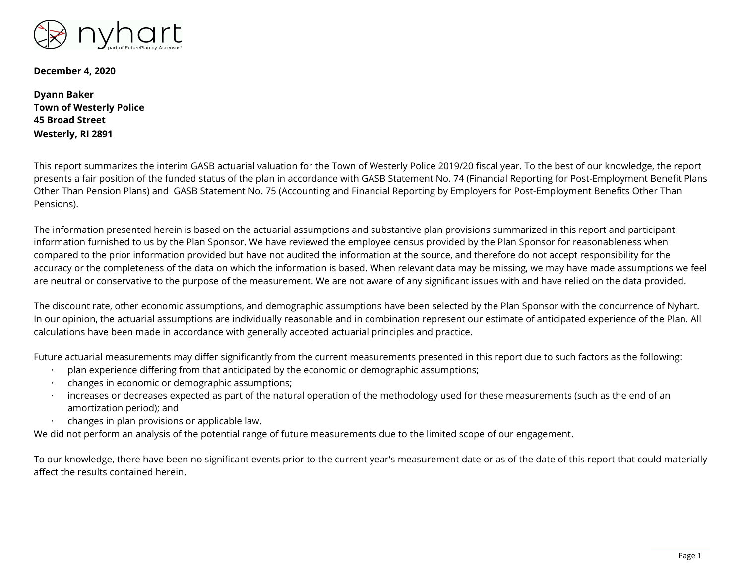**December 4, 2020**

**Dyann Baker**
**Town of Westerly Police**
**45 Broad Street**
**Westerly, RI 2891**

This report summarizes the interim GASB actuarial valuation for the Town of Westerly Police 2019/20 fiscal year. To the best of our knowledge, the report presents a fair position of the funded status of the plan in accordance with GASB Statement No. 74 (Financial Reporting for Post-Employment Benefit Plans Other Than Pension Plans) and GASB Statement No. 75 (Accounting and Financial Reporting by Employers for Post-Employment Benefits Other Than Pensions).

The information presented herein is based on the actuarial assumptions and substantive plan provisions summarized in this report and participant information furnished to us by the Plan Sponsor. We have reviewed the employee census provided by the Plan Sponsor for reasonableness when compared to the prior information provided but have not audited the information at the source, and therefore do not accept responsibility for the accuracy or the completeness of the data on which the information is based. When relevant data may be missing, we may have made assumptions we feel are neutral or conservative to the purpose of the measurement. We are not aware of any significant issues with and have relied on the data provided.

The discount rate, other economic assumptions, and demographic assumptions have been selected by the Plan Sponsor with the concurrence of Nyhart. In our opinion, the actuarial assumptions are individually reasonable and in combination represent our estimate of anticipated experience of the Plan. All calculations have been made in accordance with generally accepted actuarial principles and practice.

Future actuarial measurements may differ significantly from the current measurements presented in this report due to such factors as the following:

- plan experience differing from that anticipated by the economic or demographic assumptions;
- changes in economic or demographic assumptions;
- increases or decreases expected as part of the natural operation of the methodology used for these measurements (such as the end of an amortization period); and
- changes in plan provisions or applicable law.

We did not perform an analysis of the potential range of future measurements due to the limited scope of our engagement.

To our knowledge, there have been no significant events prior to the current year's measurement date or as of the date of this report that could materially affect the results contained herein.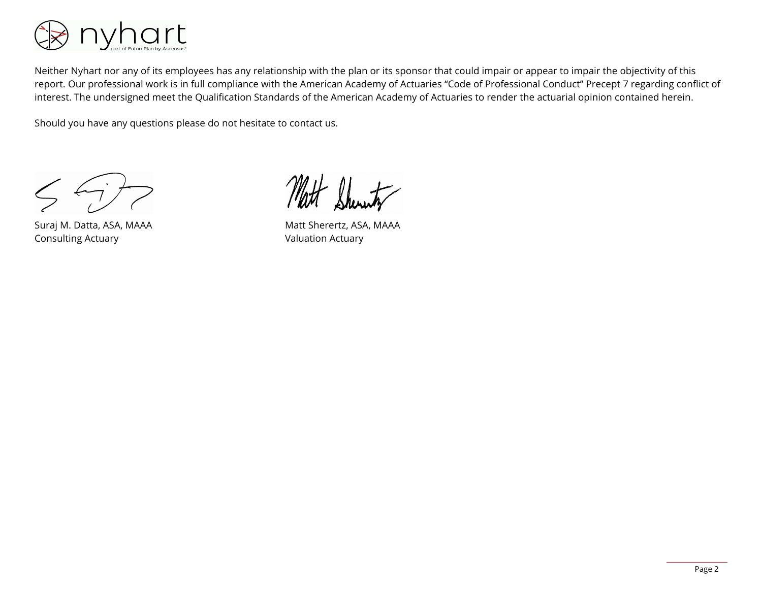Neither Nyhart nor any of its employees has any relationship with the plan or its sponsor that could impair or appear to impair the objectivity of this report. Our professional work is in full compliance with the American Academy of Actuaries "Code of Professional Conduct" Precept 7 regarding conflict of interest. The undersigned meet the Qualification Standards of the American Academy of Actuaries to render the actuarial opinion contained herein.

Should you have any questions please do not hesitate to contact us.

Suraj M. Datta, ASA, MAAA
Consulting Actuary

Matt Sherertz, ASA, MAAA
Valuation Actuary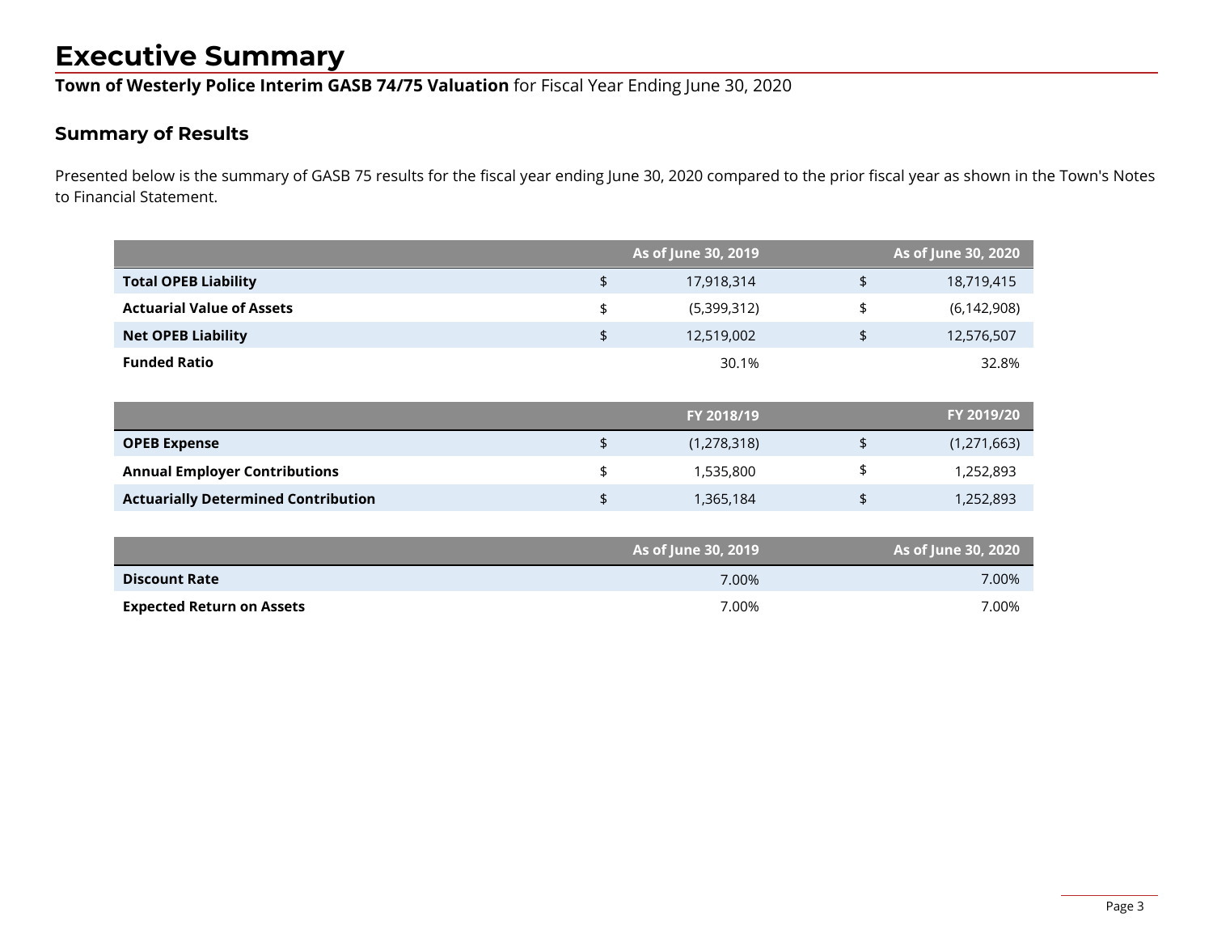# Executive Summary

**Town of Westerly Police Interim GASB 74/75 Valuation** for Fiscal Year Ending June 30, 2020

## Summary of Results

Presented below is the summary of GASB 75 results for the fiscal year ending June 30, 2020 compared to the prior fiscal year as shown in the Town's Notes to Financial Statement.

| | As of June 30, 2019 | As of June 30, 2020 |
|---|---|---|
| **Total OPEB Liability** | $ 17,918,314 | $ 18,719,415 |
| **Actuarial Value of Assets** | $ (5,399,312) | $ (6,142,908) |
| **Net OPEB Liability** | $ 12,519,002 | $ 12,576,507 |
| **Funded Ratio** | 30.1% | 32.8% |

| | FY 2018/19 | FY 2019/20 |
|---|---|---|
| **OPEB Expense** | $ (1,278,318) | $ (1,271,663) |
| **Annual Employer Contributions** | $ 1,535,800 | $ 1,252,893 |
| **Actuarially Determined Contribution** | $ 1,365,184 | $ 1,252,893 |

| | As of June 30, 2019 | As of June 30, 2020 |
|---|---|---|
| **Discount Rate** | 7.00% | 7.00% |
| **Expected Return on Assets** | 7.00% | 7.00% |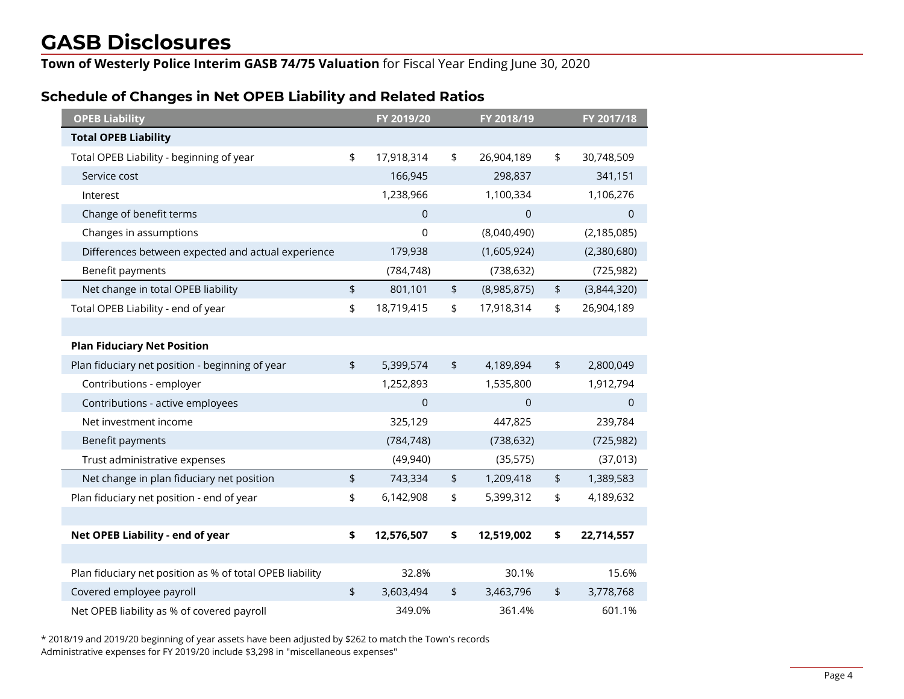# GASB Disclosures

**Town of Westerly Police Interim GASB 74/75 Valuation** for Fiscal Year Ending June 30, 2020

## Schedule of Changes in Net OPEB Liability and Related Ratios

| OPEB Liability | FY 2019/20 | FY 2018/19 | FY 2017/18 |
|---|---|---|---|
| **Total OPEB Liability** | | | |
| Total OPEB Liability - beginning of year | $ 17,918,314 | $ 26,904,189 | $ 30,748,509 |
| Service cost | 166,945 | 298,837 | 341,151 |
| Interest | 1,238,966 | 1,100,334 | 1,106,276 |
| Change of benefit terms | 0 | 0 | 0 |
| Changes in assumptions | 0 | (8,040,490) | (2,185,085) |
| Differences between expected and actual experience | 179,938 | (1,605,924) | (2,380,680) |
| Benefit payments | (784,748) | (738,632) | (725,982) |
| Net change in total OPEB liability | $ 801,101 | $ (8,985,875) | $ (3,844,320) |
| Total OPEB Liability - end of year | $ 18,719,415 | $ 17,918,314 | $ 26,904,189 |
| | | | |
| **Plan Fiduciary Net Position** | | | |
| Plan fiduciary net position - beginning of year | $ 5,399,574 | $ 4,189,894 | $ 2,800,049 |
| Contributions - employer | 1,252,893 | 1,535,800 | 1,912,794 |
| Contributions - active employees | 0 | 0 | 0 |
| Net investment income | 325,129 | 447,825 | 239,784 |
| Benefit payments | (784,748) | (738,632) | (725,982) |
| Trust administrative expenses | (49,940) | (35,575) | (37,013) |
| Net change in plan fiduciary net position | $ 743,334 | $ 1,209,418 | $ 1,389,583 |
| Plan fiduciary net position - end of year | $ 6,142,908 | $ 5,399,312 | $ 4,189,632 |
| | | | |
| **Net OPEB Liability - end of year** | **$ 12,576,507** | **$ 12,519,002** | **$ 22,714,557** |
| | | | |
| Plan fiduciary net position as % of total OPEB liability | 32.8% | 30.1% | 15.6% |
| Covered employee payroll | $ 3,603,494 | $ 3,463,796 | $ 3,778,768 |
| Net OPEB liability as % of covered payroll | 349.0% | 361.4% | 601.1% |

* 2018/19 and 2019/20 beginning of year assets have been adjusted by $262 to match the Town's records
Administrative expenses for FY 2019/20 include $3,298 in "miscellaneous expenses"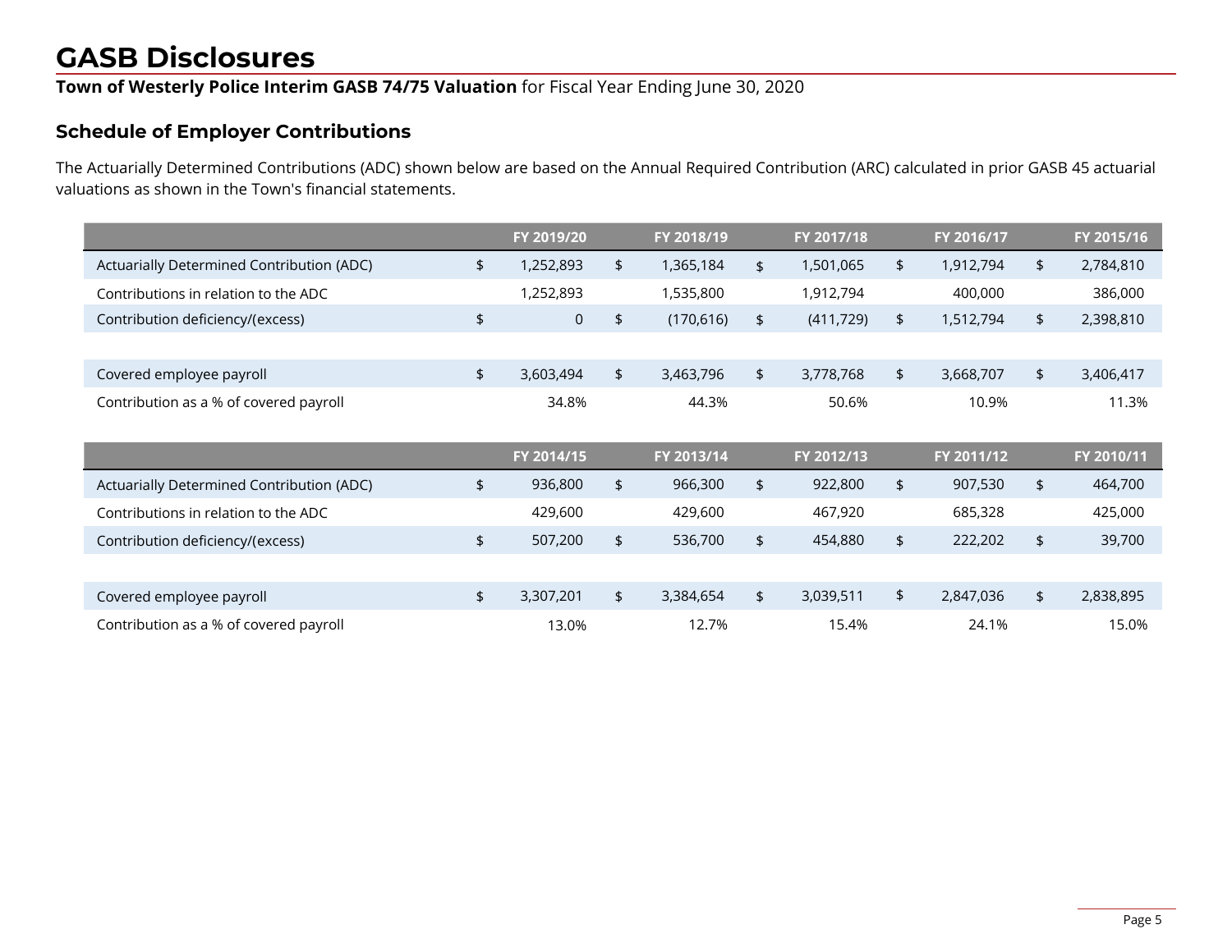# GASB Disclosures

**Town of Westerly Police Interim GASB 74/75 Valuation** for Fiscal Year Ending June 30, 2020

## Schedule of Employer Contributions

The Actuarially Determined Contributions (ADC) shown below are based on the Annual Required Contribution (ARC) calculated in prior GASB 45 actuarial valuations as shown in the Town's financial statements.

| | FY 2019/20 | FY 2018/19 | FY 2017/18 | FY 2016/17 | FY 2015/16 |
|---|---|---|---|---|---|
| Actuarially Determined Contribution (ADC) | $ 1,252,893 | $ 1,365,184 | $ 1,501,065 | $ 1,912,794 | $ 2,784,810 |
| Contributions in relation to the ADC | 1,252,893 | 1,535,800 | 1,912,794 | 400,000 | 386,000 |
| Contribution deficiency/(excess) | $ 0 | $ (170,616) | $ (411,729) | $ 1,512,794 | $ 2,398,810 |
| | | | | | |
| Covered employee payroll | $ 3,603,494 | $ 3,463,796 | $ 3,778,768 | $ 3,668,707 | $ 3,406,417 |
| Contribution as a % of covered payroll | 34.8% | 44.3% | 50.6% | 10.9% | 11.3% |

| | FY 2014/15 | FY 2013/14 | FY 2012/13 | FY 2011/12 | FY 2010/11 |
|---|---|---|---|---|---|
| Actuarially Determined Contribution (ADC) | $ 936,800 | $ 966,300 | $ 922,800 | $ 907,530 | $ 464,700 |
| Contributions in relation to the ADC | 429,600 | 429,600 | 467,920 | 685,328 | 425,000 |
| Contribution deficiency/(excess) | $ 507,200 | $ 536,700 | $ 454,880 | $ 222,202 | $ 39,700 |
| | | | | | |
| Covered employee payroll | $ 3,307,201 | $ 3,384,654 | $ 3,039,511 | $ 2,847,036 | $ 2,838,895 |
| Contribution as a % of covered payroll | 13.0% | 12.7% | 15.4% | 24.1% | 15.0% |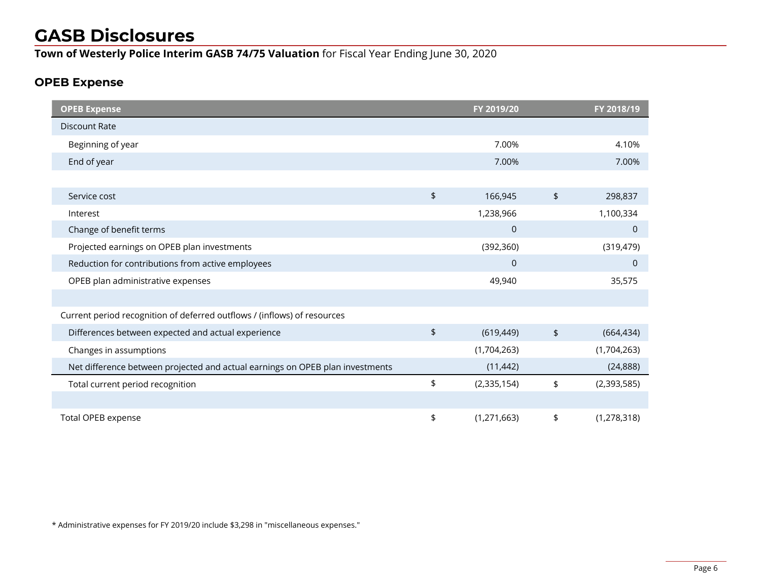# GASB Disclosures

**Town of Westerly Police Interim GASB 74/75 Valuation** for Fiscal Year Ending June 30, 2020

## OPEB Expense

| OPEB Expense | FY 2019/20 | FY 2018/19 |
|---|---|---|
| Discount Rate | | |
| Beginning of year | 7.00% | 4.10% |
| End of year | 7.00% | 7.00% |
| | | |
| Service cost | $ 166,945 | $ 298,837 |
| Interest | 1,238,966 | 1,100,334 |
| Change of benefit terms | 0 | 0 |
| Projected earnings on OPEB plan investments | (392,360) | (319,479) |
| Reduction for contributions from active employees | 0 | 0 |
| OPEB plan administrative expenses | 49,940 | 35,575 |
| | | |
| Current period recognition of deferred outflows / (inflows) of resources | | |
| Differences between expected and actual experience | $ (619,449) | $ (664,434) |
| Changes in assumptions | (1,704,263) | (1,704,263) |
| Net difference between projected and actual earnings on OPEB plan investments | (11,442) | (24,888) |
| Total current period recognition | $ (2,335,154) | $ (2,393,585) |
| | | |
| Total OPEB expense | $ (1,271,663) | $ (1,278,318) |

* Administrative expenses for FY 2019/20 include $3,298 in "miscellaneous expenses."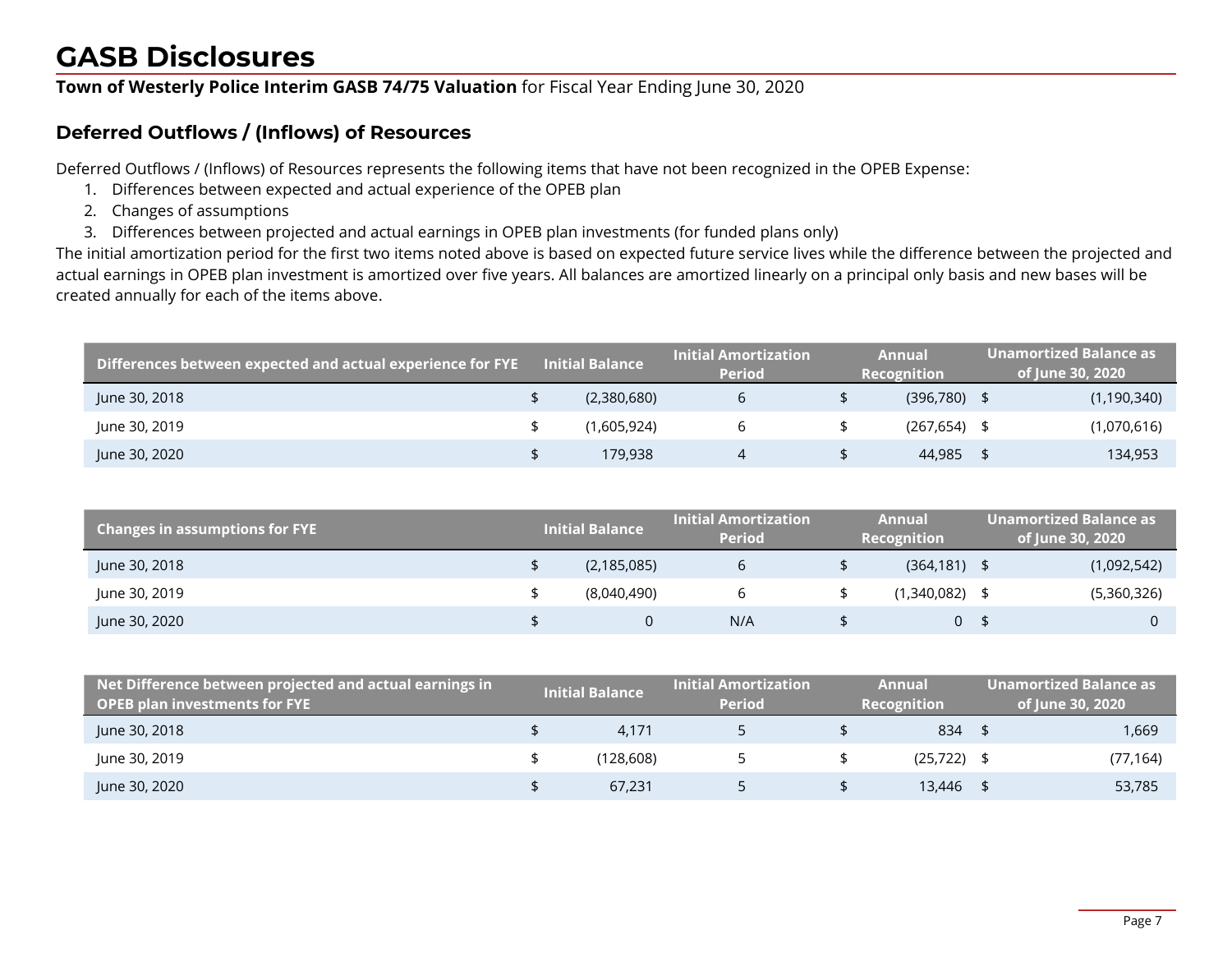# GASB Disclosures

**Town of Westerly Police Interim GASB 74/75 Valuation** for Fiscal Year Ending June 30, 2020

## Deferred Outflows / (Inflows) of Resources

Deferred Outflows / (Inflows) of Resources represents the following items that have not been recognized in the OPEB Expense:

1. Differences between expected and actual experience of the OPEB plan
2. Changes of assumptions
3. Differences between projected and actual earnings in OPEB plan investments (for funded plans only)

The initial amortization period for the first two items noted above is based on expected future service lives while the difference between the projected and actual earnings in OPEB plan investment is amortized over five years. All balances are amortized linearly on a principal only basis and new bases will be created annually for each of the items above.

| Differences between expected and actual experience for FYE | Initial Balance | Initial Amortization Period | Annual Recognition | Unamortized Balance as of June 30, 2020 |
|---|---|---|---|---|
| June 30, 2018 | $ (2,380,680) | 6 | $ (396,780) | $ (1,190,340) |
| June 30, 2019 | $ (1,605,924) | 6 | $ (267,654) | $ (1,070,616) |
| June 30, 2020 | $ 179,938 | 4 | $ 44,985 | $ 134,953 |

| Changes in assumptions for FYE | Initial Balance | Initial Amortization Period | Annual Recognition | Unamortized Balance as of June 30, 2020 |
|---|---|---|---|---|
| June 30, 2018 | $ (2,185,085) | 6 | $ (364,181) | $ (1,092,542) |
| June 30, 2019 | $ (8,040,490) | 6 | $ (1,340,082) | $ (5,360,326) |
| June 30, 2020 | $ 0 | N/A | $ 0 | $ 0 |

| Net Difference between projected and actual earnings in OPEB plan investments for FYE | Initial Balance | Initial Amortization Period | Annual Recognition | Unamortized Balance as of June 30, 2020 |
|---|---|---|---|---|
| June 30, 2018 | $ 4,171 | 5 | $ 834 | $ 1,669 |
| June 30, 2019 | $ (128,608) | 5 | $ (25,722) | $ (77,164) |
| June 30, 2020 | $ 67,231 | 5 | $ 13,446 | $ 53,785 |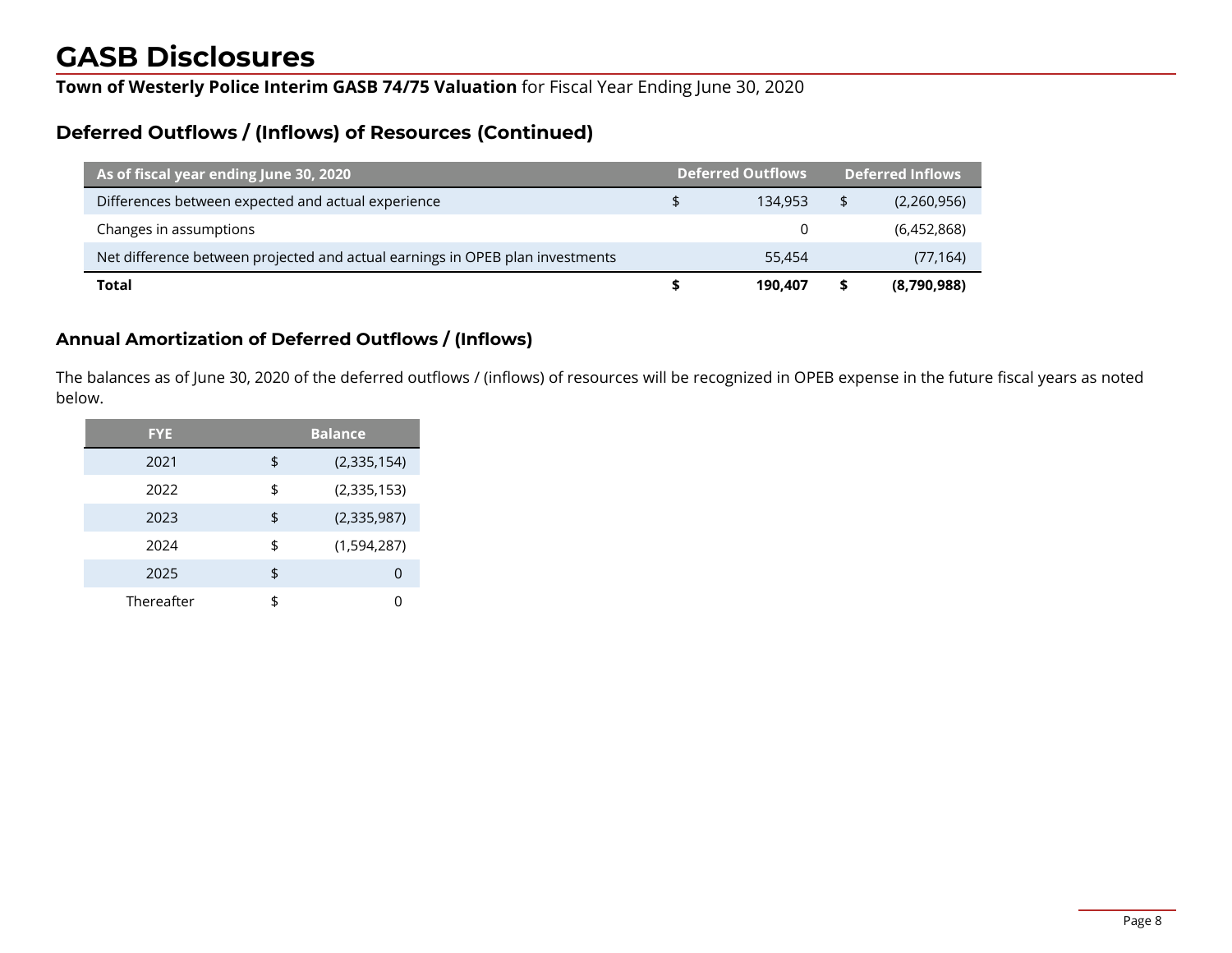# GASB Disclosures

**Town of Westerly Police Interim GASB 74/75 Valuation** for Fiscal Year Ending June 30, 2020

## Deferred Outflows / (Inflows) of Resources (Continued)

| As of fiscal year ending June 30, 2020 | Deferred Outflows | Deferred Inflows |
|---|---|---|
| Differences between expected and actual experience | $ 134,953 | $ (2,260,956) |
| Changes in assumptions | 0 | (6,452,868) |
| Net difference between projected and actual earnings in OPEB plan investments | 55,454 | (77,164) |
| **Total** | **$ 190,407** | **$ (8,790,988)** |

## Annual Amortization of Deferred Outflows / (Inflows)

The balances as of June 30, 2020 of the deferred outflows / (inflows) of resources will be recognized in OPEB expense in the future fiscal years as noted below.

| FYE | Balance |
|---|---|
| 2021 | $ (2,335,154) |
| 2022 | $ (2,335,153) |
| 2023 | $ (2,335,987) |
| 2024 | $ (1,594,287) |
| 2025 | $ 0 |
| Thereafter | $ 0 |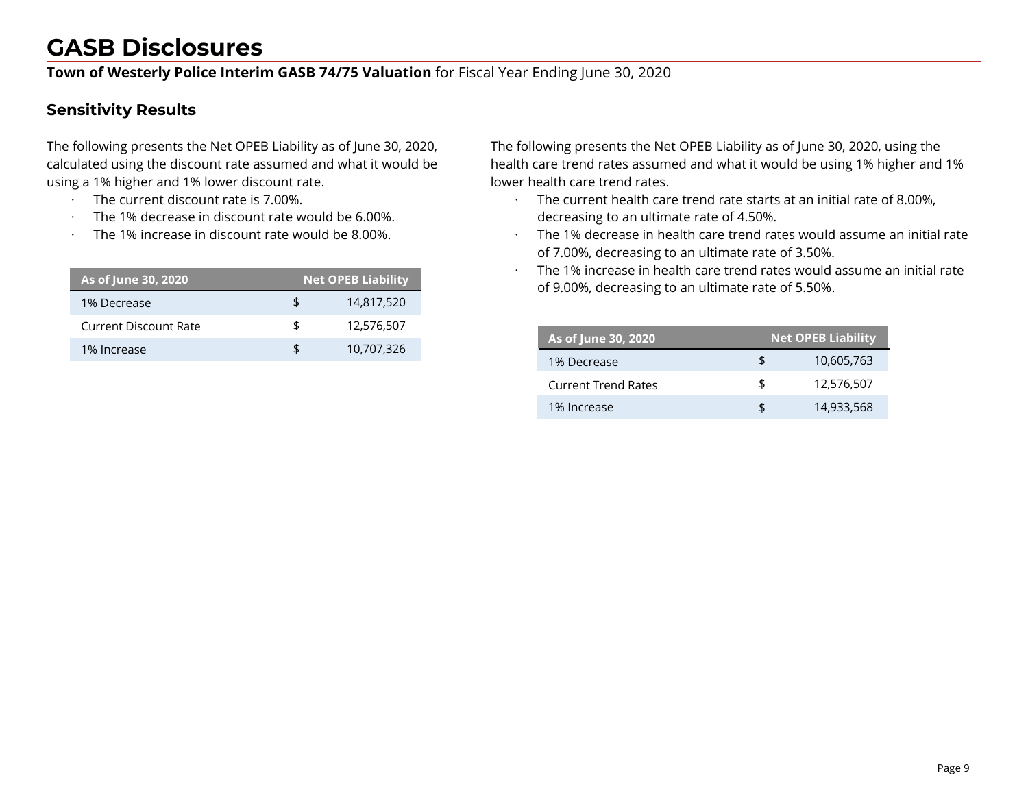# GASB Disclosures

**Town of Westerly Police Interim GASB 74/75 Valuation** for Fiscal Year Ending June 30, 2020

## Sensitivity Results

The following presents the Net OPEB Liability as of June 30, 2020, calculated using the discount rate assumed and what it would be using a 1% higher and 1% lower discount rate.

- The current discount rate is 7.00%.
- The 1% decrease in discount rate would be 6.00%.
- The 1% increase in discount rate would be 8.00%.

| As of June 30, 2020 | Net OPEB Liability | |
|---|---|---|
| 1% Decrease | $ | 14,817,520 |
| Current Discount Rate | $ | 12,576,507 |
| 1% Increase | $ | 10,707,326 |

The following presents the Net OPEB Liability as of June 30, 2020, using the health care trend rates assumed and what it would be using 1% higher and 1% lower health care trend rates.

- The current health care trend rate starts at an initial rate of 8.00%, decreasing to an ultimate rate of 4.50%.
- The 1% decrease in health care trend rates would assume an initial rate of 7.00%, decreasing to an ultimate rate of 3.50%.
- The 1% increase in health care trend rates would assume an initial rate of 9.00%, decreasing to an ultimate rate of 5.50%.

| As of June 30, 2020 | Net OPEB Liability | |
|---|---|---|
| 1% Decrease | $ | 10,605,763 |
| Current Trend Rates | $ | 12,576,507 |
| 1% Increase | $ | 14,933,568 |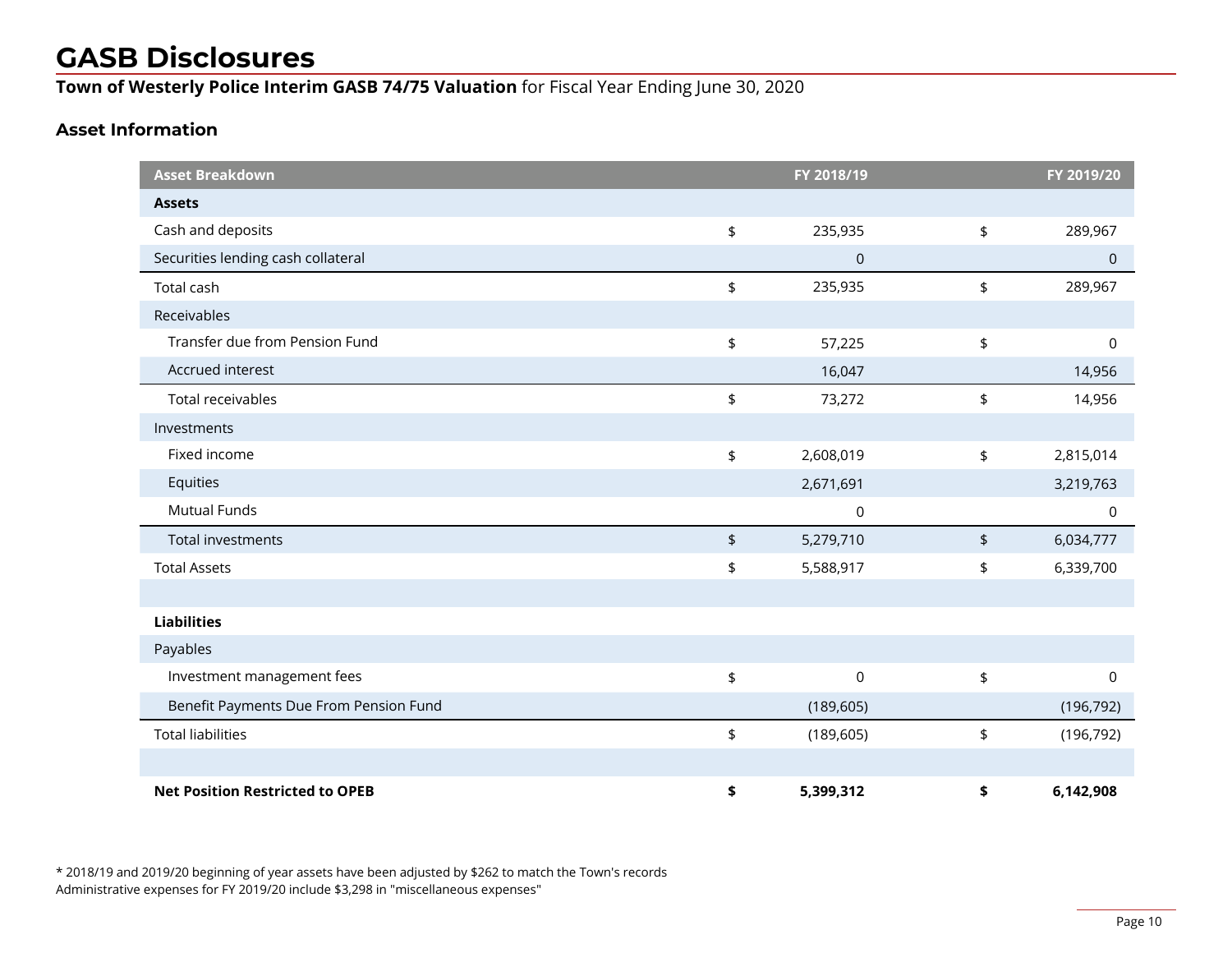# GASB Disclosures

**Town of Westerly Police Interim GASB 74/75 Valuation** for Fiscal Year Ending June 30, 2020

### Asset Information

| Asset Breakdown | | FY 2018/19 | | FY 2019/20 |
|---|---|---|---|---|
| **Assets** | | | | |
| Cash and deposits | $ | 235,935 | $ | 289,967 |
| Securities lending cash collateral | | 0 | | 0 |
| Total cash | $ | 235,935 | $ | 289,967 |
| Receivables | | | | |
| Transfer due from Pension Fund | $ | 57,225 | $ | 0 |
| Accrued interest | | 16,047 | | 14,956 |
| Total receivables | $ | 73,272 | $ | 14,956 |
| Investments | | | | |
| Fixed income | $ | 2,608,019 | $ | 2,815,014 |
| Equities | | 2,671,691 | | 3,219,763 |
| Mutual Funds | | 0 | | 0 |
| Total investments | $ | 5,279,710 | $ | 6,034,777 |
| Total Assets | $ | 5,588,917 | $ | 6,339,700 |
| | | | | |
| **Liabilities** | | | | |
| Payables | | | | |
| Investment management fees | $ | 0 | $ | 0 |
| Benefit Payments Due From Pension Fund | | (189,605) | | (196,792) |
| Total liabilities | $ | (189,605) | $ | (196,792) |
| | | | | |
| **Net Position Restricted to OPEB** | **$** | **5,399,312** | **$** | **6,142,908** |

* 2018/19 and 2019/20 beginning of year assets have been adjusted by $262 to match the Town's records
Administrative expenses for FY 2019/20 include $3,298 in "miscellaneous expenses"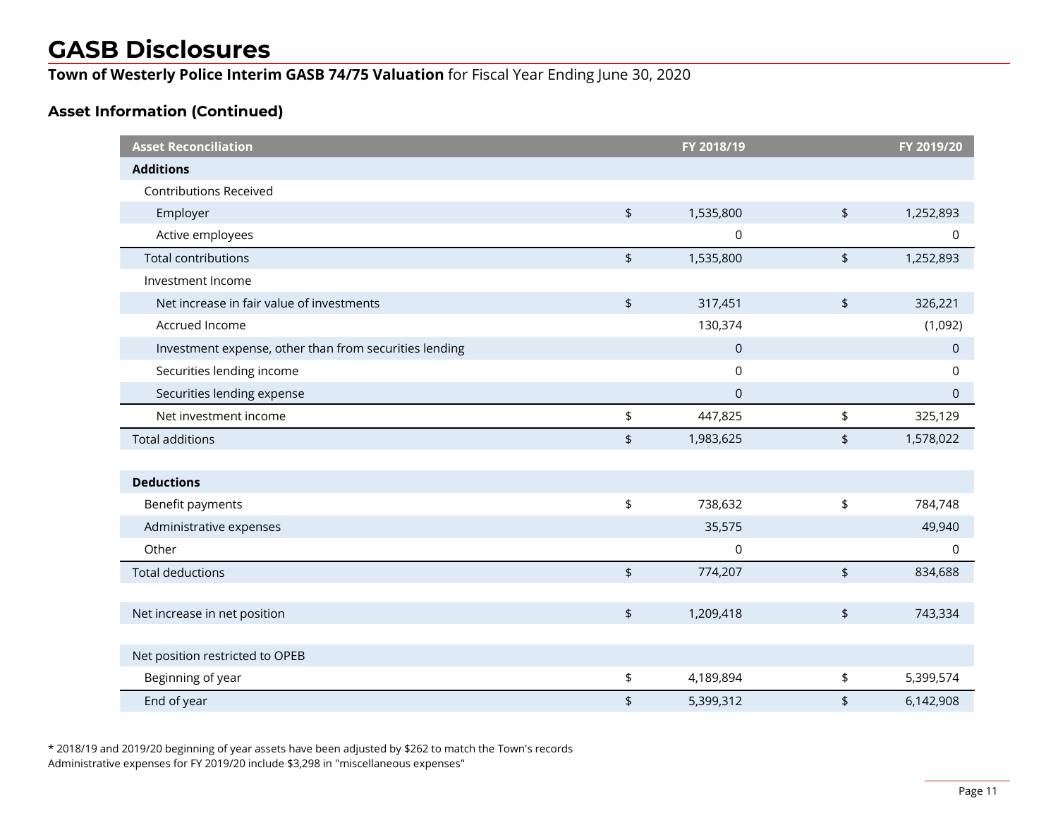# GASB Disclosures

**Town of Westerly Police Interim GASB 74/75 Valuation** for Fiscal Year Ending June 30, 2020

### Asset Information (Continued)

| Asset Reconciliation | FY 2018/19 | FY 2019/20 |
|---|---|---|
| **Additions** | | |
| Contributions Received | | |
| Employer | $ 1,535,800 | $ 1,252,893 |
| Active employees | 0 | 0 |
| Total contributions | $ 1,535,800 | $ 1,252,893 |
| Investment Income | | |
| Net increase in fair value of investments | $ 317,451 | $ 326,221 |
| Accrued Income | 130,374 | (1,092) |
| Investment expense, other than from securities lending | 0 | 0 |
| Securities lending income | 0 | 0 |
| Securities lending expense | 0 | 0 |
| Net investment income | $ 447,825 | $ 325,129 |
| Total additions | $ 1,983,625 | $ 1,578,022 |
| | | |
| **Deductions** | | |
| Benefit payments | $ 738,632 | $ 784,748 |
| Administrative expenses | 35,575 | 49,940 |
| Other | 0 | 0 |
| Total deductions | $ 774,207 | $ 834,688 |
| | | |
| Net increase in net position | $ 1,209,418 | $ 743,334 |
| | | |
| Net position restricted to OPEB | | |
| Beginning of year | $ 4,189,894 | $ 5,399,574 |
| End of year | $ 5,399,312 | $ 6,142,908 |

* 2018/19 and 2019/20 beginning of year assets have been adjusted by $262 to match the Town's records
Administrative expenses for FY 2019/20 include $3,298 in "miscellaneous expenses"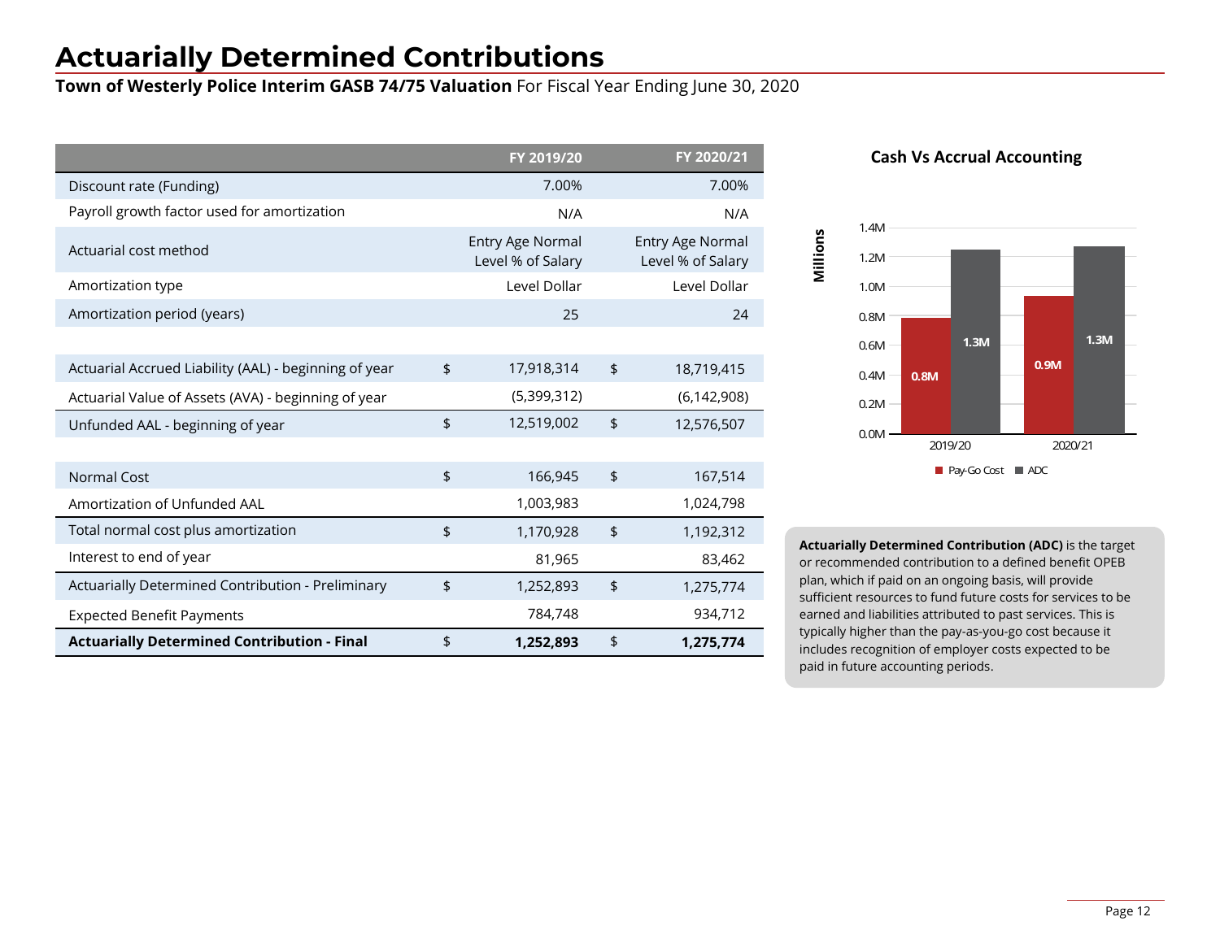# Actuarially Determined Contributions

**Town of Westerly Police Interim GASB 74/75 Valuation** For Fiscal Year Ending June 30, 2020

| | FY 2019/20 | FY 2020/21 |
|---|---|---|
| Discount rate (Funding) | 7.00% | 7.00% |
| Payroll growth factor used for amortization | N/A | N/A |
| Actuarial cost method | Entry Age Normal Level % of Salary | Entry Age Normal Level % of Salary |
| Amortization type | Level Dollar | Level Dollar |
| Amortization period (years) | 25 | 24 |
| | | |
| Actuarial Accrued Liability (AAL) - beginning of year | $ 17,918,314 | $ 18,719,415 |
| Actuarial Value of Assets (AVA) - beginning of year | (5,399,312) | (6,142,908) |
| Unfunded AAL - beginning of year | $ 12,519,002 | $ 12,576,507 |
| | | |
| Normal Cost | $ 166,945 | $ 167,514 |
| Amortization of Unfunded AAL | 1,003,983 | 1,024,798 |
| Total normal cost plus amortization | $ 1,170,928 | $ 1,192,312 |
| Interest to end of year | 81,965 | 83,462 |
| Actuarially Determined Contribution - Preliminary | $ 1,252,893 | $ 1,275,774 |
| Expected Benefit Payments | 784,748 | 934,712 |
| **Actuarially Determined Contribution - Final** | **$ 1,252,893** | **$ 1,275,774** |

**Cash Vs Accrual Accounting**

| Millions | Pay-Go Cost | ADC |
|---|---|---|
| 2019/20 | 0.8M | 1.3M |
| 2020/21 | 0.9M | 1.3M |

**Actuarially Determined Contribution (ADC)** is the target or recommended contribution to a defined benefit OPEB plan, which if paid on an ongoing basis, will provide sufficient resources to fund future costs for services to be earned and liabilities attributed to past services. This is typically higher than the pay-as-you-go cost because it includes recognition of employer costs expected to be paid in future accounting periods.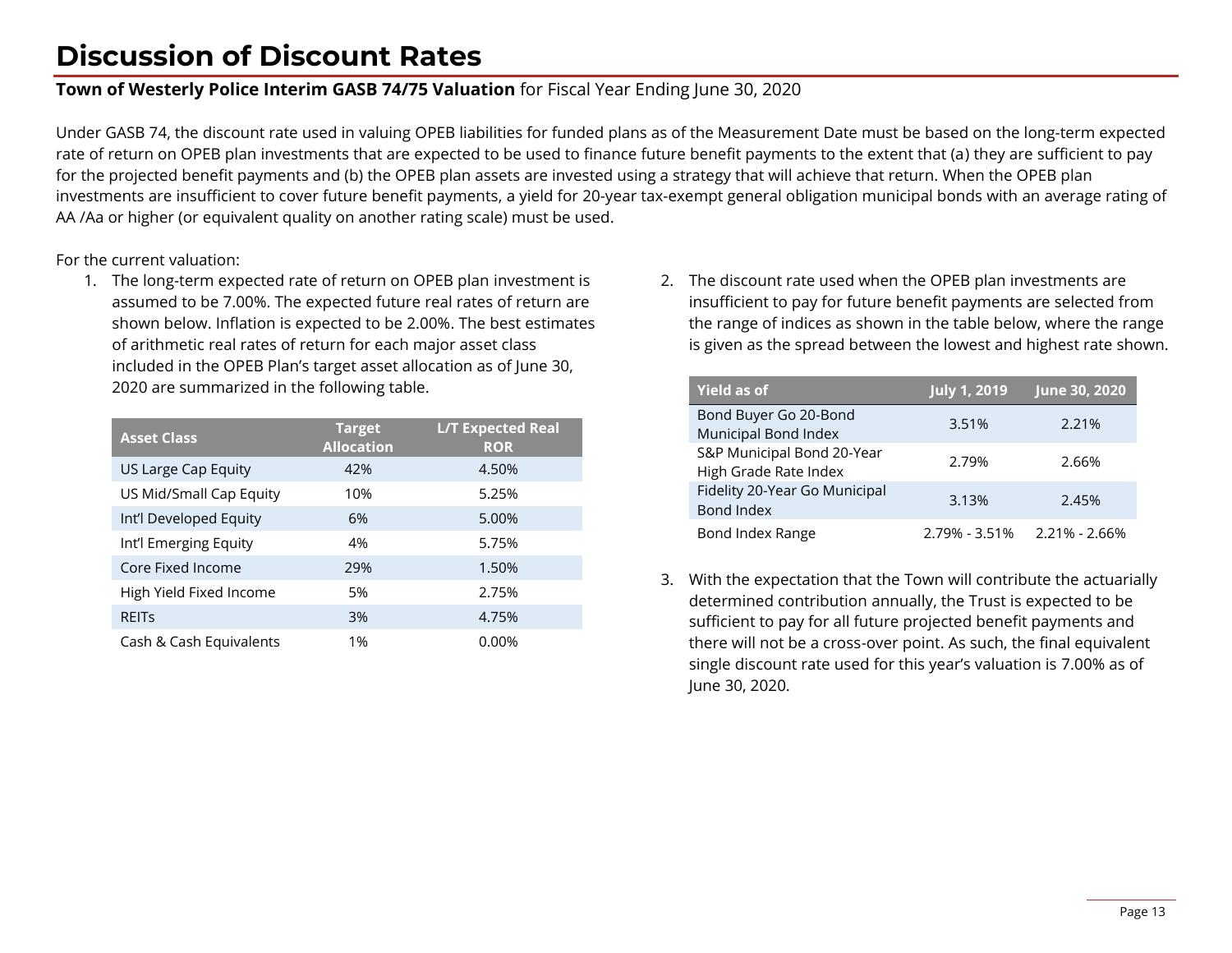# Discussion of Discount Rates

**Town of Westerly Police Interim GASB 74/75 Valuation** for Fiscal Year Ending June 30, 2020

Under GASB 74, the discount rate used in valuing OPEB liabilities for funded plans as of the Measurement Date must be based on the long-term expected rate of return on OPEB plan investments that are expected to be used to finance future benefit payments to the extent that (a) they are sufficient to pay for the projected benefit payments and (b) the OPEB plan assets are invested using a strategy that will achieve that return. When the OPEB plan investments are insufficient to cover future benefit payments, a yield for 20-year tax-exempt general obligation municipal bonds with an average rating of AA /Aa or higher (or equivalent quality on another rating scale) must be used.

For the current valuation:

1. The long-term expected rate of return on OPEB plan investment is assumed to be 7.00%. The expected future real rates of return are shown below. Inflation is expected to be 2.00%. The best estimates of arithmetic real rates of return for each major asset class included in the OPEB Plan's target asset allocation as of June 30, 2020 are summarized in the following table.

| Asset Class | Target Allocation | L/T Expected Real ROR |
|---|---|---|
| US Large Cap Equity | 42% | 4.50% |
| US Mid/Small Cap Equity | 10% | 5.25% |
| Int'l Developed Equity | 6% | 5.00% |
| Int'l Emerging Equity | 4% | 5.75% |
| Core Fixed Income | 29% | 1.50% |
| High Yield Fixed Income | 5% | 2.75% |
| REITs | 3% | 4.75% |
| Cash & Cash Equivalents | 1% | 0.00% |

2. The discount rate used when the OPEB plan investments are insufficient to pay for future benefit payments are selected from the range of indices as shown in the table below, where the range is given as the spread between the lowest and highest rate shown.

| Yield as of | July 1, 2019 | June 30, 2020 |
|---|---|---|
| Bond Buyer Go 20-Bond Municipal Bond Index | 3.51% | 2.21% |
| S&P Municipal Bond 20-Year High Grade Rate Index | 2.79% | 2.66% |
| Fidelity 20-Year Go Municipal Bond Index | 3.13% | 2.45% |
| Bond Index Range | 2.79% - 3.51% | 2.21% - 2.66% |

3. With the expectation that the Town will contribute the actuarially determined contribution annually, the Trust is expected to be sufficient to pay for all future projected benefit payments and there will not be a cross-over point. As such, the final equivalent single discount rate used for this year's valuation is 7.00% as of June 30, 2020.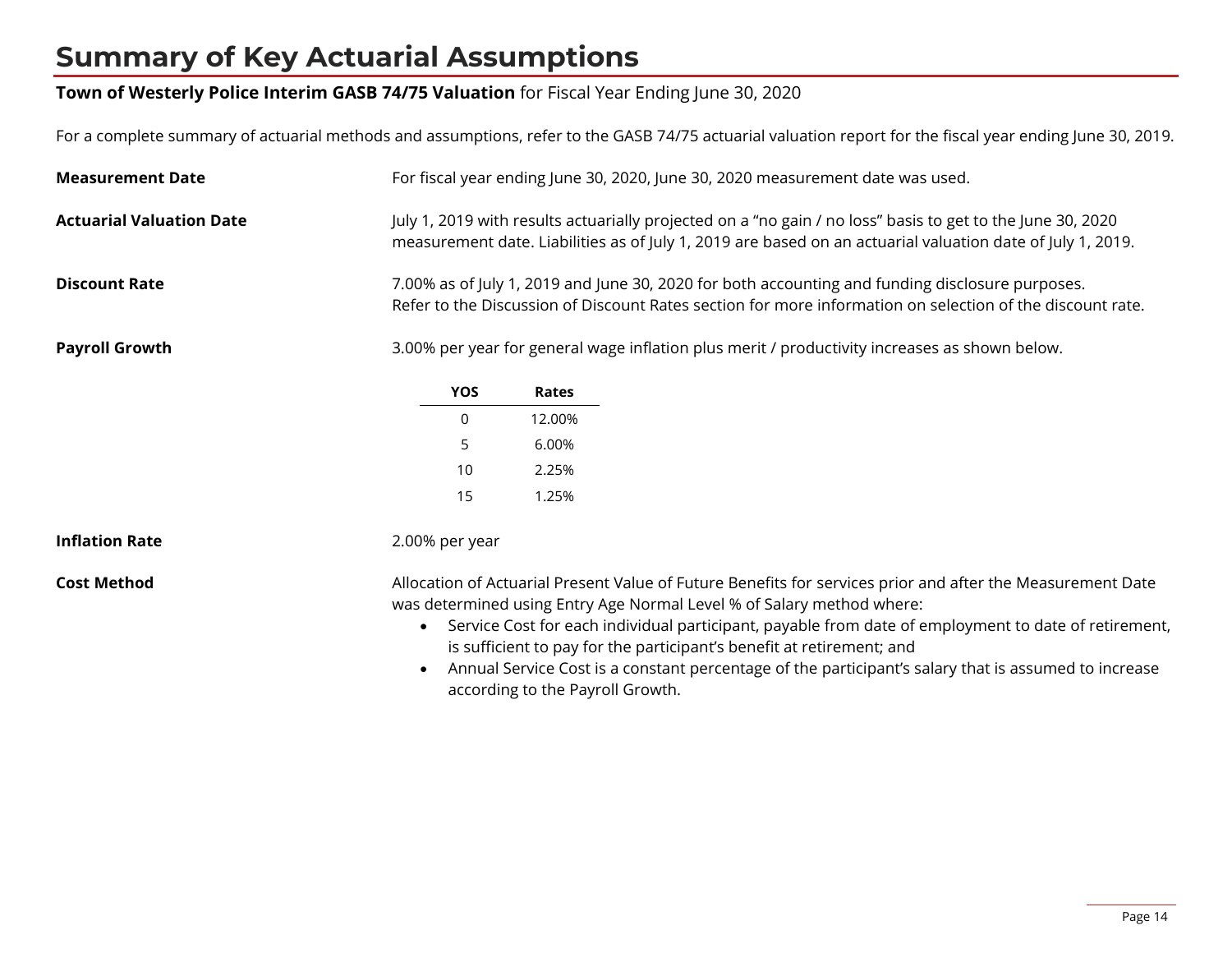# Summary of Key Actuarial Assumptions

**Town of Westerly Police Interim GASB 74/75 Valuation** for Fiscal Year Ending June 30, 2020

For a complete summary of actuarial methods and assumptions, refer to the GASB 74/75 actuarial valuation report for the fiscal year ending June 30, 2019.

**Measurement Date**

For fiscal year ending June 30, 2020, June 30, 2020 measurement date was used.

**Actuarial Valuation Date**

July 1, 2019 with results actuarially projected on a "no gain / no loss" basis to get to the June 30, 2020 measurement date. Liabilities as of July 1, 2019 are based on an actuarial valuation date of July 1, 2019.

**Discount Rate**

7.00% as of July 1, 2019 and June 30, 2020 for both accounting and funding disclosure purposes. Refer to the Discussion of Discount Rates section for more information on selection of the discount rate.

**Payroll Growth**

3.00% per year for general wage inflation plus merit / productivity increases as shown below.

| YOS | Rates |
|---|---|
| 0 | 12.00% |
| 5 | 6.00% |
| 10 | 2.25% |
| 15 | 1.25% |

**Inflation Rate**

2.00% per year

**Cost Method**

Allocation of Actuarial Present Value of Future Benefits for services prior and after the Measurement Date was determined using Entry Age Normal Level % of Salary method where:

- Service Cost for each individual participant, payable from date of employment to date of retirement, is sufficient to pay for the participant's benefit at retirement; and
- Annual Service Cost is a constant percentage of the participant's salary that is assumed to increase according to the Payroll Growth.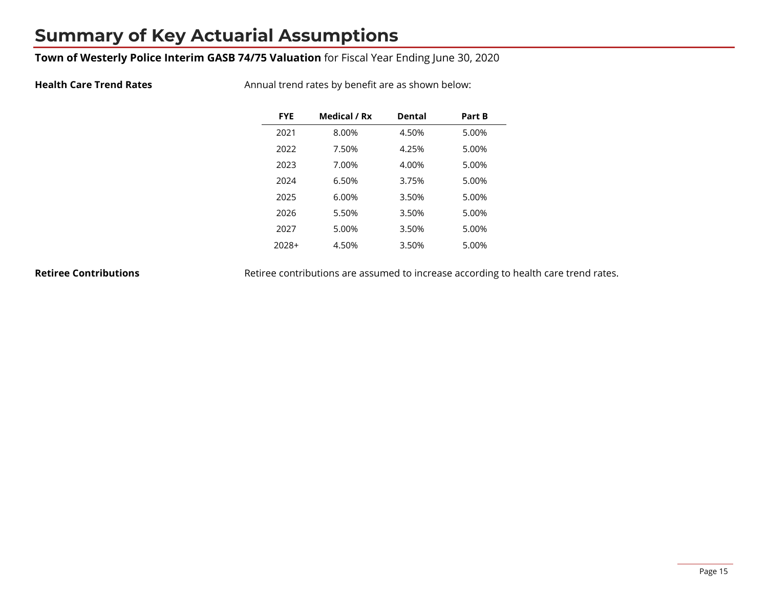# Summary of Key Actuarial Assumptions

**Town of Westerly Police Interim GASB 74/75 Valuation** for Fiscal Year Ending June 30, 2020

**Health Care Trend Rates**

Annual trend rates by benefit are as shown below:

| FYE | Medical / Rx | Dental | Part B |
|---|---|---|---|
| 2021 | 8.00% | 4.50% | 5.00% |
| 2022 | 7.50% | 4.25% | 5.00% |
| 2023 | 7.00% | 4.00% | 5.00% |
| 2024 | 6.50% | 3.75% | 5.00% |
| 2025 | 6.00% | 3.50% | 5.00% |
| 2026 | 5.50% | 3.50% | 5.00% |
| 2027 | 5.00% | 3.50% | 5.00% |
| 2028+ | 4.50% | 3.50% | 5.00% |

**Retiree Contributions**

Retiree contributions are assumed to increase according to health care trend rates.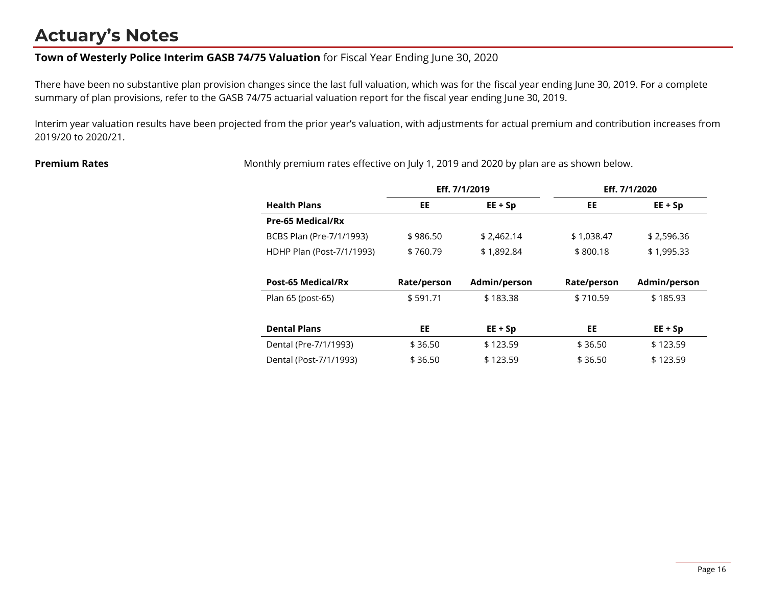# Actuary's Notes

**Town of Westerly Police Interim GASB 74/75 Valuation** for Fiscal Year Ending June 30, 2020

There have been no substantive plan provision changes since the last full valuation, which was for the fiscal year ending June 30, 2019. For a complete summary of plan provisions, refer to the GASB 74/75 actuarial valuation report for the fiscal year ending June 30, 2019.

Interim year valuation results have been projected from the prior year's valuation, with adjustments for actual premium and contribution increases from 2019/20 to 2020/21.

**Premium Rates**

Monthly premium rates effective on July 1, 2019 and 2020 by plan are as shown below.

| | Eff. 7/1/2019 | | Eff. 7/1/2020 | |
|---|---|---|---|---|
| **Health Plans** | **EE** | **EE + Sp** | **EE** | **EE + Sp** |
| **Pre-65 Medical/Rx** | | | | |
| BCBS Plan (Pre-7/1/1993) | $ 986.50 | $ 2,462.14 | $ 1,038.47 | $ 2,596.36 |
| HDHP Plan (Post-7/1/1993) | $ 760.79 | $ 1,892.84 | $ 800.18 | $ 1,995.33 |
| **Post-65 Medical/Rx** | **Rate/person** | **Admin/person** | **Rate/person** | **Admin/person** |
| Plan 65 (post-65) | $ 591.71 | $ 183.38 | $ 710.59 | $ 185.93 |
| **Dental Plans** | **EE** | **EE + Sp** | **EE** | **EE + Sp** |
| Dental (Pre-7/1/1993) | $ 36.50 | $ 123.59 | $ 36.50 | $ 123.59 |
| Dental (Post-7/1/1993) | $ 36.50 | $ 123.59 | $ 36.50 | $ 123.59 |